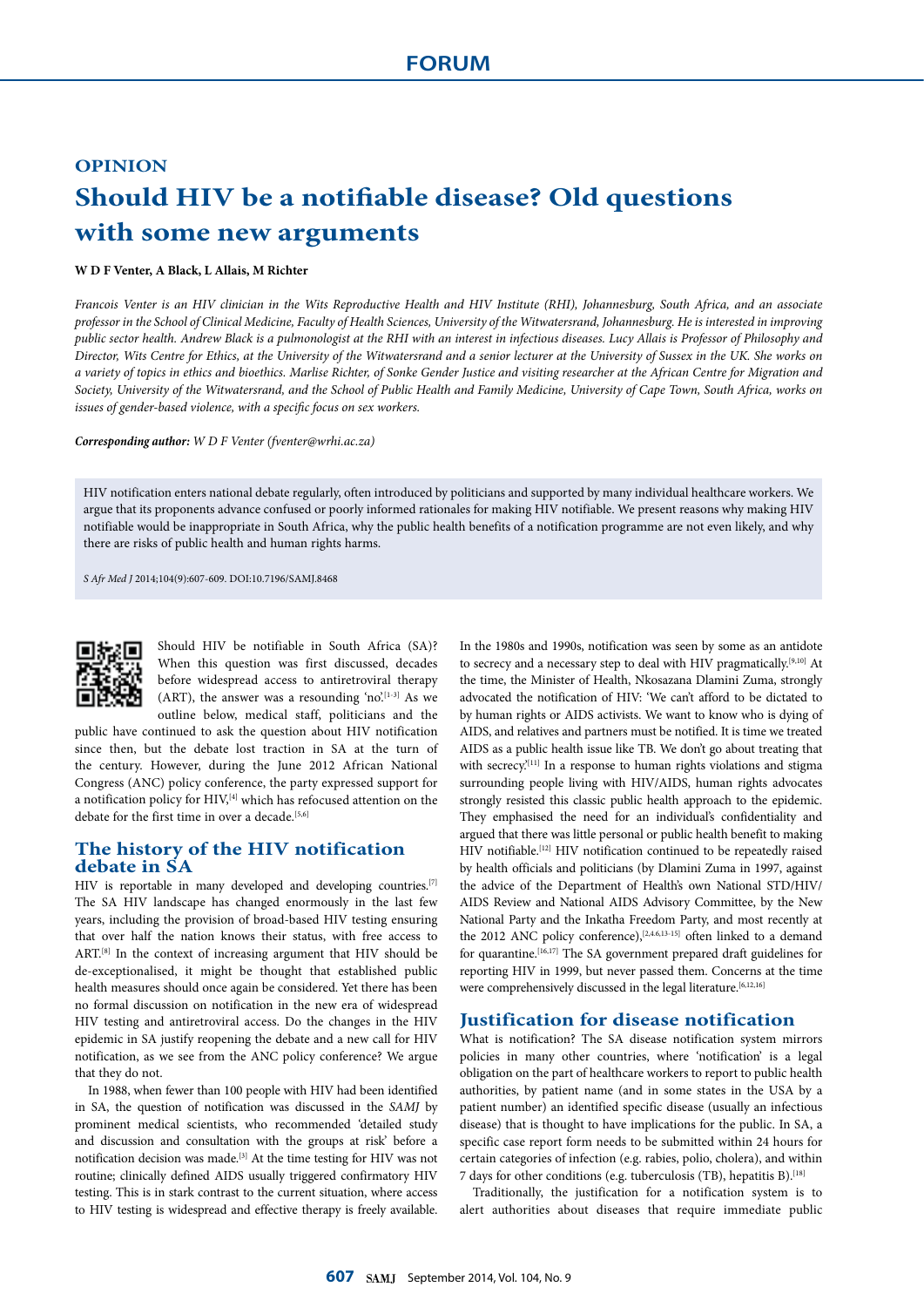# FORUM

## OPINION

# Should HIV be a notifiable disease? Old questions with some new arguments

**W D F Venter, A Black, L Allais, M Richter**

*Francois Venter is an HIV clinician in the Wits Reproductive Health and HIV Institute (RHI), Johannesburg, South Africa, and an associate professor in the School of Clinical Medicine, Faculty of Health Sciences, University of the Witwatersrand, Johannesburg. He is interested in improving public sector health. Andrew Black is a pulmonologist at the RHI with an interest in infectious diseases. Lucy Allais is Professor of Philosophy and Director, Wits Centre for Ethics, at the University of the Witwatersrand and a senior lecturer at the University of Sussex in the UK. She works on a variety of topics in ethics and bioethics. Marlise Richter, of Sonke Gender Justice and visiting researcher at the African Centre for Migration and Society, University of the Witwatersrand, and the School of Public Health and Family Medicine, University of Cape Town, South Africa, works on issues of gender-based violence, with a specific focus on sex workers.*

***Corresponding author:** W D F Venter (fventer@wrhi.ac.za)*

HIV notification enters national debate regularly, often introduced by politicians and supported by many individual healthcare workers. We argue that its proponents advance confused or poorly informed rationales for making HIV notifiable. We present reasons why making HIV notifiable would be inappropriate in South Africa, why the public health benefits of a notification programme are not even likely, and why there are risks of public health and human rights harms.

*S Afr Med J* 2014;104(9):607-609. DOI:10.7196/SAMJ.8468

Should HIV be notifiable in South Africa (SA)? When this question was first discussed, decades before widespread access to antiretroviral therapy (ART), the answer was a resounding 'no'.[1-3] As we outline below, medical staff, politicians and the public have continued to ask the question about HIV notification since then, but the debate lost traction in SA at the turn of the century. However, during the June 2012 African National Congress (ANC) policy conference, the party expressed support for a notification policy for HIV,[4] which has refocused attention on the debate for the first time in over a decade.[5,6]

## The history of the HIV notification debate in SA

HIV is reportable in many developed and developing countries.[7] The SA HIV landscape has changed enormously in the last few years, including the provision of broad-based HIV testing ensuring that over half the nation knows their status, with free access to ART.[8] In the context of increasing argument that HIV should be de-exceptionalised, it might be thought that established public health measures should once again be considered. Yet there has been no formal discussion on notification in the new era of widespread HIV testing and antiretroviral access. Do the changes in the HIV epidemic in SA justify reopening the debate and a new call for HIV notification, as we see from the ANC policy conference? We argue that they do not.

In 1988, when fewer than 100 people with HIV had been identified in SA, the question of notification was discussed in the *SAMJ* by prominent medical scientists, who recommended 'detailed study and discussion and consultation with the groups at risk' before a notification decision was made.[3] At the time testing for HIV was not routine; clinically defined AIDS usually triggered confirmatory HIV testing. This is in stark contrast to the current situation, where access to HIV testing is widespread and effective therapy is freely available.

In the 1980s and 1990s, notification was seen by some as an antidote to secrecy and a necessary step to deal with HIV pragmatically.[9,10] At the time, the Minister of Health, Nkosazana Dlamini Zuma, strongly advocated the notification of HIV: 'We can't afford to be dictated to by human rights or AIDS activists. We want to know who is dying of AIDS, and relatives and partners must be notified. It is time we treated AIDS as a public health issue like TB. We don't go about treating that with secrecy.'[11] In a response to human rights violations and stigma surrounding people living with HIV/AIDS, human rights advocates strongly resisted this classic public health approach to the epidemic. They emphasised the need for an individual's confidentiality and argued that there was little personal or public health benefit to making HIV notifiable.[12] HIV notification continued to be repeatedly raised by health officials and politicians (by Dlamini Zuma in 1997, against the advice of the Department of Health's own National STD/HIV/AIDS Review and National AIDS Advisory Committee, by the New National Party and the Inkatha Freedom Party, and most recently at the 2012 ANC policy conference),[2,4,6,13-15] often linked to a demand for quarantine.[16,17] The SA government prepared draft guidelines for reporting HIV in 1999, but never passed them. Concerns at the time were comprehensively discussed in the legal literature.[6,12,16]

## Justification for disease notification

What is notification? The SA disease notification system mirrors policies in many other countries, where 'notification' is a legal obligation on the part of healthcare workers to report to public health authorities, by patient name (and in some states in the USA by a patient number) an identified specific disease (usually an infectious disease) that is thought to have implications for the public. In SA, a specific case report form needs to be submitted within 24 hours for certain categories of infection (e.g. rabies, polio, cholera), and within 7 days for other conditions (e.g. tuberculosis (TB), hepatitis B).[18]

Traditionally, the justification for a notification system is to alert authorities about diseases that require immediate public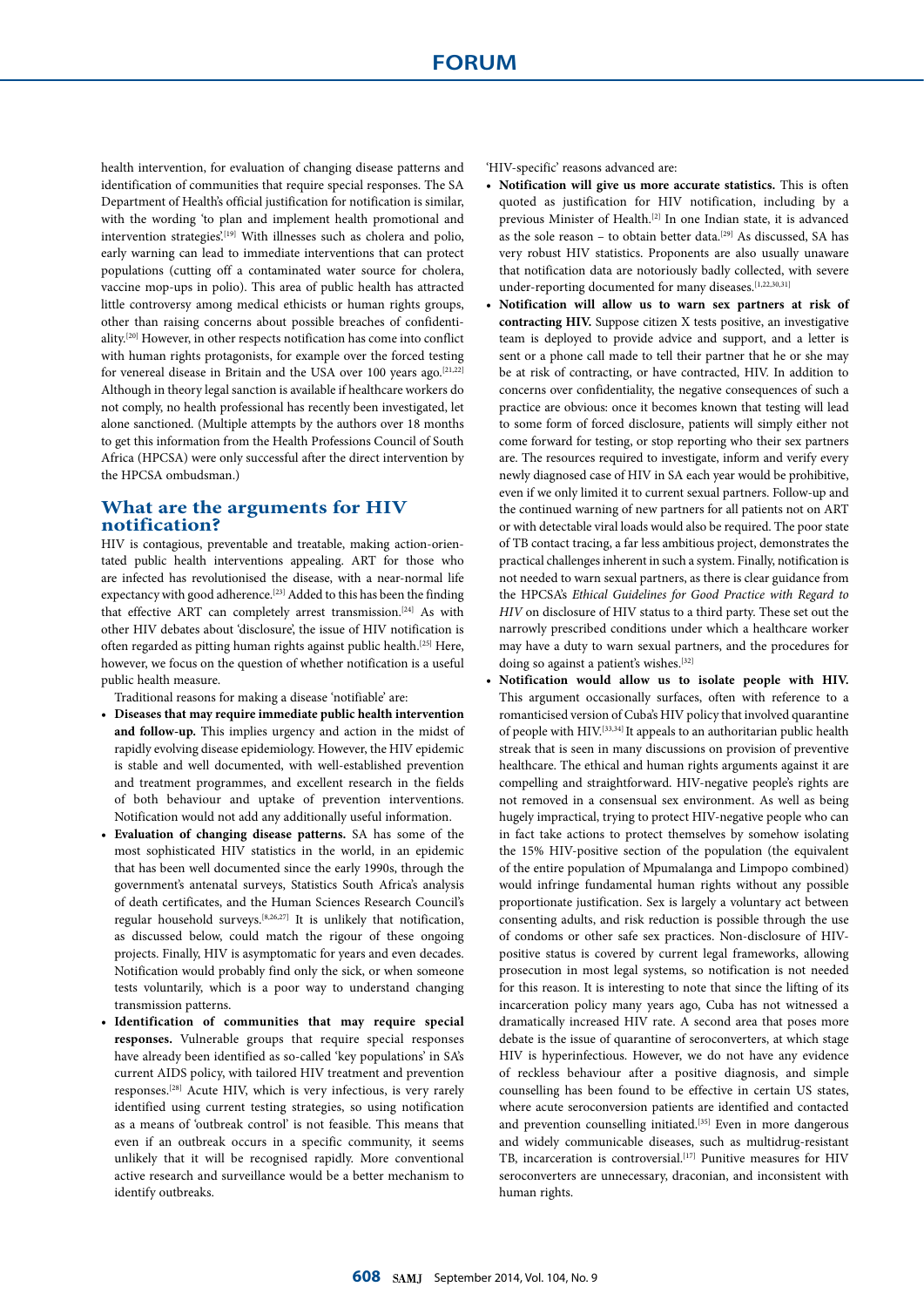health intervention, for evaluation of changing disease patterns and identification of communities that require special responses. The SA Department of Health's official justification for notification is similar, with the wording 'to plan and implement health promotional and intervention strategies'.[19] With illnesses such as cholera and polio, early warning can lead to immediate interventions that can protect populations (cutting off a contaminated water source for cholera, vaccine mop-ups in polio). This area of public health has attracted little controversy among medical ethicists or human rights groups, other than raising concerns about possible breaches of confidentiality.[20] However, in other respects notification has come into conflict with human rights protagonists, for example over the forced testing for venereal disease in Britain and the USA over 100 years ago.[21,22] Although in theory legal sanction is available if healthcare workers do not comply, no health professional has recently been investigated, let alone sanctioned. (Multiple attempts by the authors over 18 months to get this information from the Health Professions Council of South Africa (HPCSA) were only successful after the direct intervention by the HPCSA ombudsman.)

## What are the arguments for HIV notification?

HIV is contagious, preventable and treatable, making action-orientated public health interventions appealing. ART for those who are infected has revolutionised the disease, with a near-normal life expectancy with good adherence.[23] Added to this has been the finding that effective ART can completely arrest transmission.[24] As with other HIV debates about 'disclosure', the issue of HIV notification is often regarded as pitting human rights against public health.[25] Here, however, we focus on the question of whether notification is a useful public health measure.

Traditional reasons for making a disease 'notifiable' are:

- **Diseases that may require immediate public health intervention and follow-up.** This implies urgency and action in the midst of rapidly evolving disease epidemiology. However, the HIV epidemic is stable and well documented, with well-established prevention and treatment programmes, and excellent research in the fields of both behaviour and uptake of prevention interventions. Notification would not add any additionally useful information.
- **Evaluation of changing disease patterns.** SA has some of the most sophisticated HIV statistics in the world, in an epidemic that has been well documented since the early 1990s, through the government's antenatal surveys, Statistics South Africa's analysis of death certificates, and the Human Sciences Research Council's regular household surveys.[8,26,27] It is unlikely that notification, as discussed below, could match the rigour of these ongoing projects. Finally, HIV is asymptomatic for years and even decades. Notification would probably find only the sick, or when someone tests voluntarily, which is a poor way to understand changing transmission patterns.
- **Identification of communities that may require special responses.** Vulnerable groups that require special responses have already been identified as so-called 'key populations' in SA's current AIDS policy, with tailored HIV treatment and prevention responses.[28] Acute HIV, which is very infectious, is very rarely identified using current testing strategies, so using notification as a means of 'outbreak control' is not feasible. This means that even if an outbreak occurs in a specific community, it seems unlikely that it will be recognised rapidly. More conventional active research and surveillance would be a better mechanism to identify outbreaks.

'HIV-specific' reasons advanced are:

- **Notification will give us more accurate statistics.** This is often quoted as justification for HIV notification, including by a previous Minister of Health.[2] In one Indian state, it is advanced as the sole reason – to obtain better data.[29] As discussed, SA has very robust HIV statistics. Proponents are also usually unaware that notification data are notoriously badly collected, with severe under-reporting documented for many diseases.[1,22,30,31]
- **Notification will allow us to warn sex partners at risk of contracting HIV.** Suppose citizen X tests positive, an investigative team is deployed to provide advice and support, and a letter is sent or a phone call made to tell their partner that he or she may be at risk of contracting, or have contracted, HIV. In addition to concerns over confidentiality, the negative consequences of such a practice are obvious: once it becomes known that testing will lead to some form of forced disclosure, patients will simply either not come forward for testing, or stop reporting who their sex partners are. The resources required to investigate, inform and verify every newly diagnosed case of HIV in SA each year would be prohibitive, even if we only limited it to current sexual partners. Follow-up and the continued warning of new partners for all patients not on ART or with detectable viral loads would also be required. The poor state of TB contact tracing, a far less ambitious project, demonstrates the practical challenges inherent in such a system. Finally, notification is not needed to warn sexual partners, as there is clear guidance from the HPCSA's *Ethical Guidelines for Good Practice with Regard to HIV* on disclosure of HIV status to a third party. These set out the narrowly prescribed conditions under which a healthcare worker may have a duty to warn sexual partners, and the procedures for doing so against a patient's wishes.[32]
- **Notification would allow us to isolate people with HIV.** This argument occasionally surfaces, often with reference to a romanticised version of Cuba's HIV policy that involved quarantine of people with HIV.[33,34] It appeals to an authoritarian public health streak that is seen in many discussions on provision of preventive healthcare. The ethical and human rights arguments against it are compelling and straightforward. HIV-negative people's rights are not removed in a consensual sex environment. As well as being hugely impractical, trying to protect HIV-negative people who can in fact take actions to protect themselves by somehow isolating the 15% HIV-positive section of the population (the equivalent of the entire population of Mpumalanga and Limpopo combined) would infringe fundamental human rights without any possible proportionate justification. Sex is largely a voluntary act between consenting adults, and risk reduction is possible through the use of condoms or other safe sex practices. Non-disclosure of HIV-positive status is covered by current legal frameworks, allowing prosecution in most legal systems, so notification is not needed for this reason. It is interesting to note that since the lifting of its incarceration policy many years ago, Cuba has not witnessed a dramatically increased HIV rate. A second area that poses more debate is the issue of quarantine of seroconverters, at which stage HIV is hyperinfectious. However, we do not have any evidence of reckless behaviour after a positive diagnosis, and simple counselling has been found to be effective in certain US states, where acute seroconversion patients are identified and contacted and prevention counselling initiated.[35] Even in more dangerous and widely communicable diseases, such as multidrug-resistant TB, incarceration is controversial.[17] Punitive measures for HIV seroconverters are unnecessary, draconian, and inconsistent with human rights.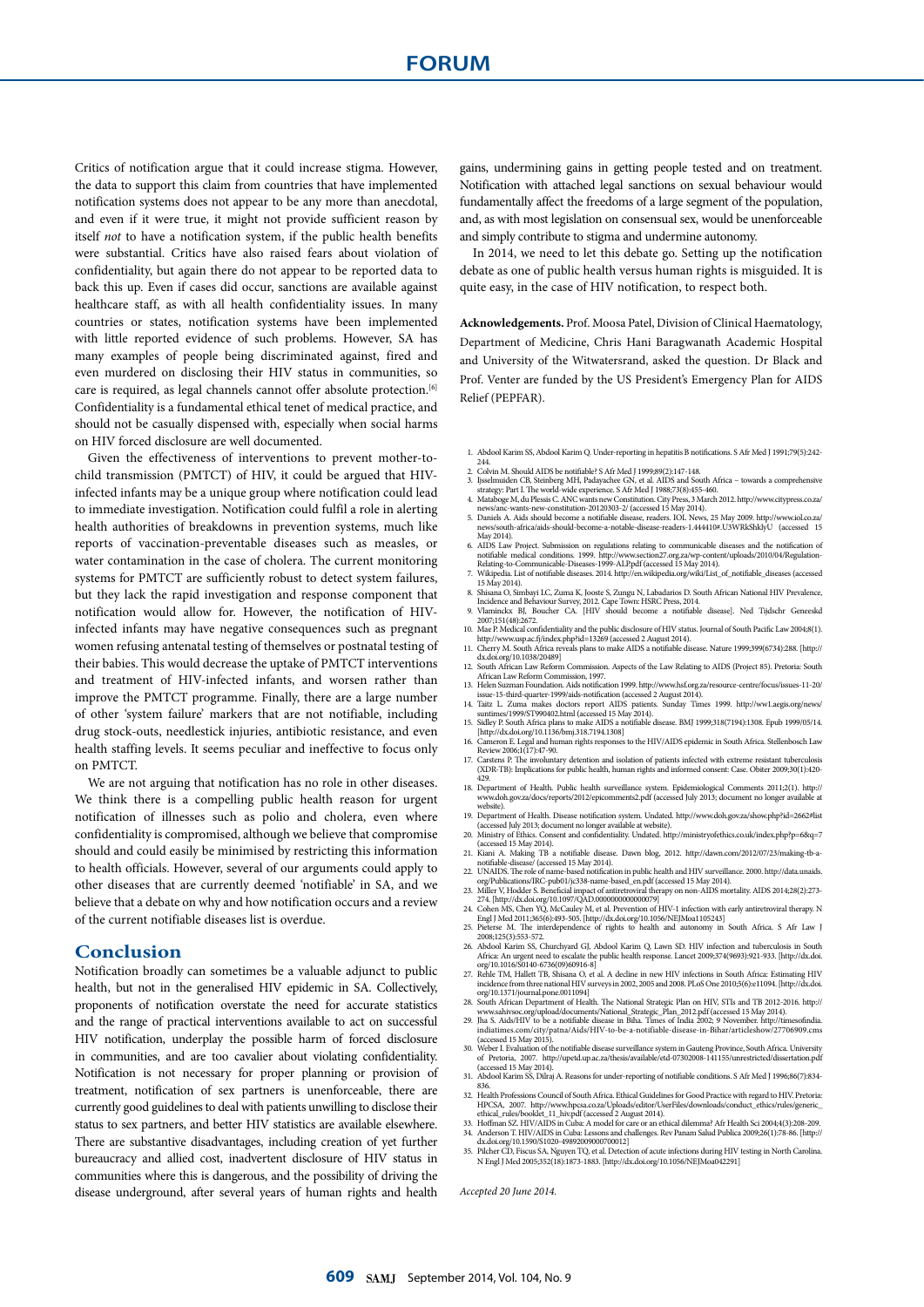Critics of notification argue that it could increase stigma. However, the data to support this claim from countries that have implemented notification systems does not appear to be any more than anecdotal, and even if it were true, it might not provide sufficient reason by itself *not* to have a notification system, if the public health benefits were substantial. Critics have also raised fears about violation of confidentiality, but again there do not appear to be reported data to back this up. Even if cases did occur, sanctions are available against healthcare staff, as with all health confidentiality issues. In many countries or states, notification systems have been implemented with little reported evidence of such problems. However, SA has many examples of people being discriminated against, fired and even murdered on disclosing their HIV status in communities, so care is required, as legal channels cannot offer absolute protection.[6] Confidentiality is a fundamental ethical tenet of medical practice, and should not be casually dispensed with, especially when social harms on HIV forced disclosure are well documented.

Given the effectiveness of interventions to prevent mother-to-child transmission (PMTCT) of HIV, it could be argued that HIV-infected infants may be a unique group where notification could lead to immediate investigation. Notification could fulfil a role in alerting health authorities of breakdowns in prevention systems, much like reports of vaccination-preventable diseases such as measles, or water contamination in the case of cholera. The current monitoring systems for PMTCT are sufficiently robust to detect system failures, but they lack the rapid investigation and response component that notification would allow for. However, the notification of HIV-infected infants may have negative consequences such as pregnant women refusing antenatal testing of themselves or postnatal testing of their babies. This would decrease the uptake of PMTCT interventions and treatment of HIV-infected infants, and worsen rather than improve the PMTCT programme. Finally, there are a large number of other 'system failure' markers that are not notifiable, including drug stock-outs, needlestick injuries, antibiotic resistance, and even health staffing levels. It seems peculiar and ineffective to focus only on PMTCT.

We are not arguing that notification has no role in other diseases. We think there is a compelling public health reason for urgent notification of illnesses such as polio and cholera, even where confidentiality is compromised, although we believe that compromise should and could easily be minimised by restricting this information to health officials. However, several of our arguments could apply to other diseases that are currently deemed 'notifiable' in SA, and we believe that a debate on why and how notification occurs and a review of the current notifiable diseases list is overdue.

## Conclusion

Notification broadly can sometimes be a valuable adjunct to public health, but not in the generalised HIV epidemic in SA. Collectively, proponents of notification overstate the need for accurate statistics and the range of practical interventions available to act on successful HIV notification, underplay the possible harm of forced disclosure in communities, and are too cavalier about violating confidentiality. Notification is not necessary for proper planning or provision of treatment, notification of sex partners is unenforceable, there are currently good guidelines to deal with patients unwilling to disclose their status to sex partners, and better HIV statistics are available elsewhere. There are substantive disadvantages, including creation of yet further bureaucracy and allied cost, inadvertent disclosure of HIV status in communities where this is dangerous, and the possibility of driving the disease underground, after several years of human rights and health gains, undermining gains in getting people tested and on treatment. Notification with attached legal sanctions on sexual behaviour would fundamentally affect the freedoms of a large segment of the population, and, as with most legislation on consensual sex, would be unenforceable and simply contribute to stigma and undermine autonomy.

In 2014, we need to let this debate go. Setting up the notification debate as one of public health versus human rights is misguided. It is quite easy, in the case of HIV notification, to respect both.

**Acknowledgements.** Prof. Moosa Patel, Division of Clinical Haematology, Department of Medicine, Chris Hani Baragwanath Academic Hospital and University of the Witwatersrand, asked the question. Dr Black and Prof. Venter are funded by the US President's Emergency Plan for AIDS Relief (PEPFAR).

1. Abdool Karim SS, Abdool Karim Q. Under-reporting in hepatitis B notifications. S Afr Med J 1991;79(5):242-244.
2. Colvin M. Should AIDS be notifiable? S Afr Med J 1999;89(2):147-148.
3. Ijsselmuiden CB, Steinberg MH, Padayachee GN, et al. AIDS and South Africa – towards a comprehensive strategy: Part I. The world-wide experience. S Afr Med J 1988;73(8):455-460.
4. Mataboge M, du Plessis C. ANC wants new Constitution. City Press, 3 March 2012. http://www.citypress.co.za/news/anc-wants-new-constitution-20120303-2/ (accessed 15 May 2014).
5. Daniels A. Aids should become a notifiable disease, readers. IOL News, 25 May 2009. http://www.iol.co.za/news/south-africa/aids-should-become-a-notable-disease-readers-1.444410#.U3WRkShklyU (accessed 15 May 2014).
6. AIDS Law Project. Submission on regulations relating to communicable diseases and the notification of notifiable medical conditions. 1999. http://www.section27.org.za/wp-content/uploads/2010/04/Regulation-Relating-to-Communicable-Diseases-1999-ALP.pdf (accessed 15 May 2014).
7. Wikipedia. List of notifiable diseases. 2014. http://en.wikipedia.org/wiki/List_of_notifiable_diseases (accessed 15 May 2014).
8. Shisana O, Simbayi LC, Zuma K, Jooste S, Zungu N, Labadarios D. South African National HIV Prevalence, Incidence and Behaviour Survey, 2012. Cape Town: HSRC Press, 2014.
9. Vlaminckx BJ, Boucher CA. [HIV should become a notifiable disease]. Ned Tijdschr Geneeskd 2007;151(48):2672.
10. Mae P. Medical confidentiality and the public disclosure of HIV status. Journal of South Pacific Law 2004;8(1). http://www.usp.ac.fj/index.php?id=13269 (accessed 2 August 2014).
11. Cherry M. South Africa reveals plans to make AIDS a notifiable disease. Nature 1999;399(6734):288. [http://dx.doi.org/10.1038/20489]
12. South African Law Reform Commission. Aspects of the Law Relating to AIDS (Project 85). Pretoria: South African Law Reform Commission, 1997.
13. Helen Suzman Foundation. Aids notification 1999. http://www.hsf.org.za/resource-centre/focus/issues-11-20/issue-15-third-quarter-1999/aids-notification (accessed 2 August 2014).
14. Taitz L. Zuma makes doctors report AIDS patients. Sunday Times 1999. http://ww1.aegis.org/news/suntimes/1999/ST990402.html (accessed 15 May 2014).
15. Sidley P. South Africa plans to make AIDS a notifiable disease. BMJ 1999;318(7194):1308. Epub 1999/05/14. [http://dx.doi.org/10.1136/bmj.318.7194.1308]
16. Cameron E. Legal and human rights responses to the HIV/AIDS epidemic in South Africa. Stellenbosch Law Review 2006;1(17):47-90.
17. Carstens P. The involuntary detention and isolation of patients infected with extreme resistant tuberculosis (XDR-TB): Implications for public health, human rights and informed consent: Case. Obiter 2009;30(1):420-429.
18. Department of Health. Public health surveillance system. Epidemiological Comments 2011;2(1). http://www.doh.gov.za/docs/reports/2012/epicomments2.pdf (accessed July 2013; document no longer available at website).
19. Department of Health. Disease notification system. Undated. http://www.doh.gov.za/show.php?id=2662#list (accessed July 2013; document no longer available at website).
20. Ministry of Ethics. Consent and confidentiality. Undated. http://ministryofethics.co.uk/index.php?p=6&q=7 (accessed 15 May 2014).
21. Kiani A. Making TB a notifiable disease. Dawn blog, 2012. http://dawn.com/2012/07/23/making-tb-a-notifiable-disease/ (accessed 15 May 2014).
22. UNAIDS. The role of name-based notification in public health and HIV surveillance. 2000. http://data.unaids.org/Publications/IRC-pub01/jc338-name-based_en.pdf (accessed 15 May 2014).
23. Miller V, Hodder S. Beneficial impact of antiretroviral therapy on non-AIDS mortality. AIDS 2014;28(2):273-274. [http://dx.doi.org/10.1097/QAD.0000000000000079]
24. Cohen MS, Chen YQ, McCauley M, et al. Prevention of HIV-1 infection with early antiretroviral therapy. N Engl J Med 2011;365(6):493-505. [http://dx.doi.org/10.1056/NEJMoa1105243]
25. Pieterse M. The interdependence of rights to health and autonomy in South Africa. S Afr Law J 2008;125(3):553-572.
26. Abdool Karim SS, Churchyard GJ, Abdool Karim Q, Lawn SD. HIV infection and tuberculosis in South Africa: An urgent need to escalate the public health response. Lancet 2009;374(9693):921-933. [http://dx.doi.org/10.1016/S0140-6736(09)60916-8]
27. Rehle TM, Hallett TB, Shisana O, et al. A decline in new HIV infections in South Africa: Estimating HIV incidence from three national HIV surveys in 2002, 2005 and 2008. PLoS One 2010;5(6):e11094. [http://dx.doi.org/10.1371/journal.pone.0011094]
28. South African Department of Health. The National Strategic Plan on HIV, STIs and TB 2012-2016. http://www.sahivsoc.org/upload/documents/National_Strategic_Plan_2012.pdf (accessed 15 May 2014).
29. Jha S. Aids/HIV to be a notifiable disease in Biha. Times of India 2002; 9 November. http://timesofindia.indiatimes.com/city/patna/Aids/HIV-to-be-a-notifiable-disease-in-Bihar/articleshow/27706909.cms (accessed 15 May 2015).
30. Weber J. Evaluation of the notifiable disease surveillance system in Gauteng Province, South Africa. University of Pretoria, 2007. http://upetd.up.ac.za/thesis/available/etd-07302008-141155/unrestricted/dissertation.pdf (accessed 15 May 2014).
31. Abdool Karim SS, Dilraj A. Reasons for under-reporting of notifiable conditions. S Afr Med J 1996;86(7):834-836.
32. Health Professions Council of South Africa. Ethical Guidelines for Good Practice with regard to HIV. Pretoria: HPCSA, 2007. http://www.hpcsa.co.za/Uploads/editor/UserFiles/downloads/conduct_ethics/rules/generic_ethical_rules/booklet_11_hiv.pdf (accessed 2 August 2014).
33. Hoffman SZ. HIV/AIDS in Cuba: A model for care or an ethical dilemma? Afr Health Sci 2004;4(3):208-209.
34. Anderson T. HIV/AIDS in Cuba: Lessons and challenges. Rev Panam Salud Publica 2009;26(1):78-86. [http://dx.doi.org/10.1590/S1020-49892009000700012]
35. Pilcher CD, Fiscus SA, Nguyen TQ, et al. Detection of acute infections during HIV testing in North Carolina. N Engl J Med 2005;352(18):1873-1883. [http://dx.doi.org/10.1056/NEJMoa042291]

*Accepted 20 June 2014.*